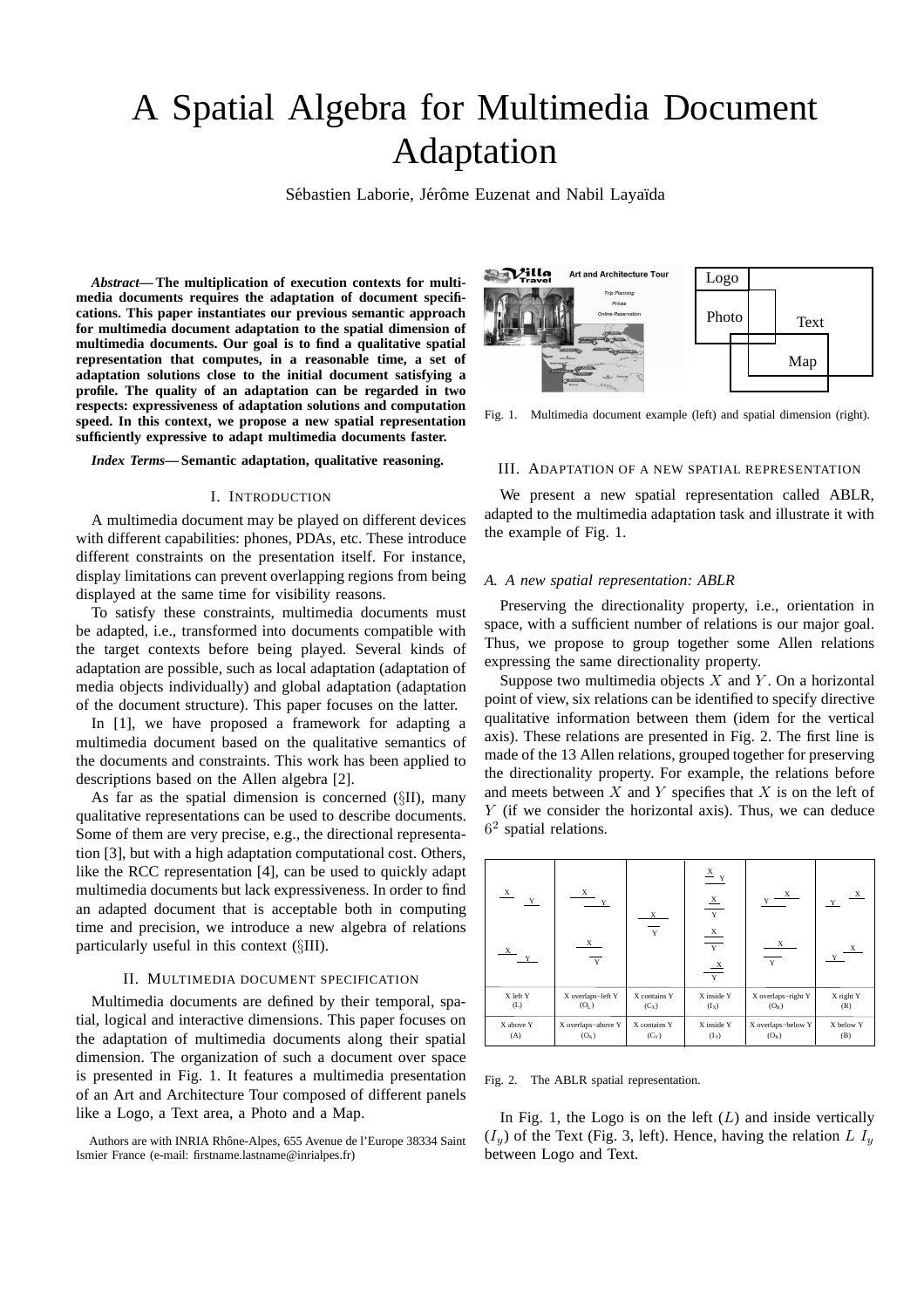# A Spatial Algebra for Multimedia Document Adaptation

Sébastien Laborie, Jérôme Euzenat and Nabil Layaïda

***Abstract*— The multiplication of execution contexts for multimedia documents requires the adaptation of document specifications. This paper instantiates our previous semantic approach for multimedia document adaptation to the spatial dimension of multimedia documents. Our goal is to find a qualitative spatial representation that computes, in a reasonable time, a set of adaptation solutions close to the initial document satisfying a profile. The quality of an adaptation can be regarded in two respects: expressiveness of adaptation solutions and computation speed. In this context, we propose a new spatial representation sufficiently expressive to adapt multimedia documents faster.**

***Index Terms*— Semantic adaptation, qualitative reasoning.**

## I. Introduction

A multimedia document may be played on different devices with different capabilities: phones, PDAs, etc. These introduce different constraints on the presentation itself. For instance, display limitations can prevent overlapping regions from being displayed at the same time for visibility reasons.

To satisfy these constraints, multimedia documents must be adapted, i.e., transformed into documents compatible with the target contexts before being played. Several kinds of adaptation are possible, such as local adaptation (adaptation of media objects individually) and global adaptation (adaptation of the document structure). This paper focuses on the latter.

In [1], we have proposed a framework for adapting a multimedia document based on the qualitative semantics of the documents and constraints. This work has been applied to descriptions based on the Allen algebra [2].

As far as the spatial dimension is concerned (§II), many qualitative representations can be used to describe documents. Some of them are very precise, e.g., the directional representation [3], but with a high adaptation computational cost. Others, like the RCC representation [4], can be used to quickly adapt multimedia documents but lack expressiveness. In order to find an adapted document that is acceptable both in computing time and precision, we introduce a new algebra of relations particularly useful in this context (§III).

## II. Multimedia document specification

Multimedia documents are defined by their temporal, spatial, logical and interactive dimensions. This paper focuses on the adaptation of multimedia documents along their spatial dimension. The organization of such a document over space is presented in Fig. 1. It features a multimedia presentation of an Art and Architecture Tour composed of different panels like a Logo, a Text area, a Photo and a Map.

Authors are with INRIA Rhône-Alpes, 655 Avenue de l'Europe 38334 Saint Ismier France (e-mail: firstname.lastname@inrialpes.fr)

Fig. 1. Multimedia document example (left) and spatial dimension (right).

## III. Adaptation of a new spatial representation

We present a new spatial representation called ABLR, adapted to the multimedia adaptation task and illustrate it with the example of Fig. 1.

### A. A new spatial representation: ABLR

Preserving the directionality property, i.e., orientation in space, with a sufficient number of relations is our major goal. Thus, we propose to group together some Allen relations expressing the same directionality property.

Suppose two multimedia objects $X$ and $Y$. On a horizontal point of view, six relations can be identified to specify directive qualitative information between them (idem for the vertical axis). These relations are presented in Fig. 2. The first line is made of the 13 Allen relations, grouped together for preserving the directionality property. For example, the relations before and meets between $X$ and $Y$ specifies that $X$ is on the left of $Y$ (if we consider the horizontal axis). Thus, we can deduce $6^2$ spatial relations.

| X left Y (L) | X overlaps−left Y ($O_L$) | X contains Y ($C_X$) | X inside Y ($I_X$) | X overlaps−right Y ($O_R$) | X right Y (R) |
|---|---|---|---|---|---|
| X above Y (A) | X overlaps−above Y ($O_A$) | X contains Y ($C_Y$) | X inside Y ($I_Y$) | X overlaps−below Y ($O_B$) | X below Y (B) |

Fig. 2. The ABLR spatial representation.

In Fig. 1, the Logo is on the left ($L$) and inside vertically ($I_y$) of the Text (Fig. 3, left). Hence, having the relation $L\ I_y$ between Logo and Text.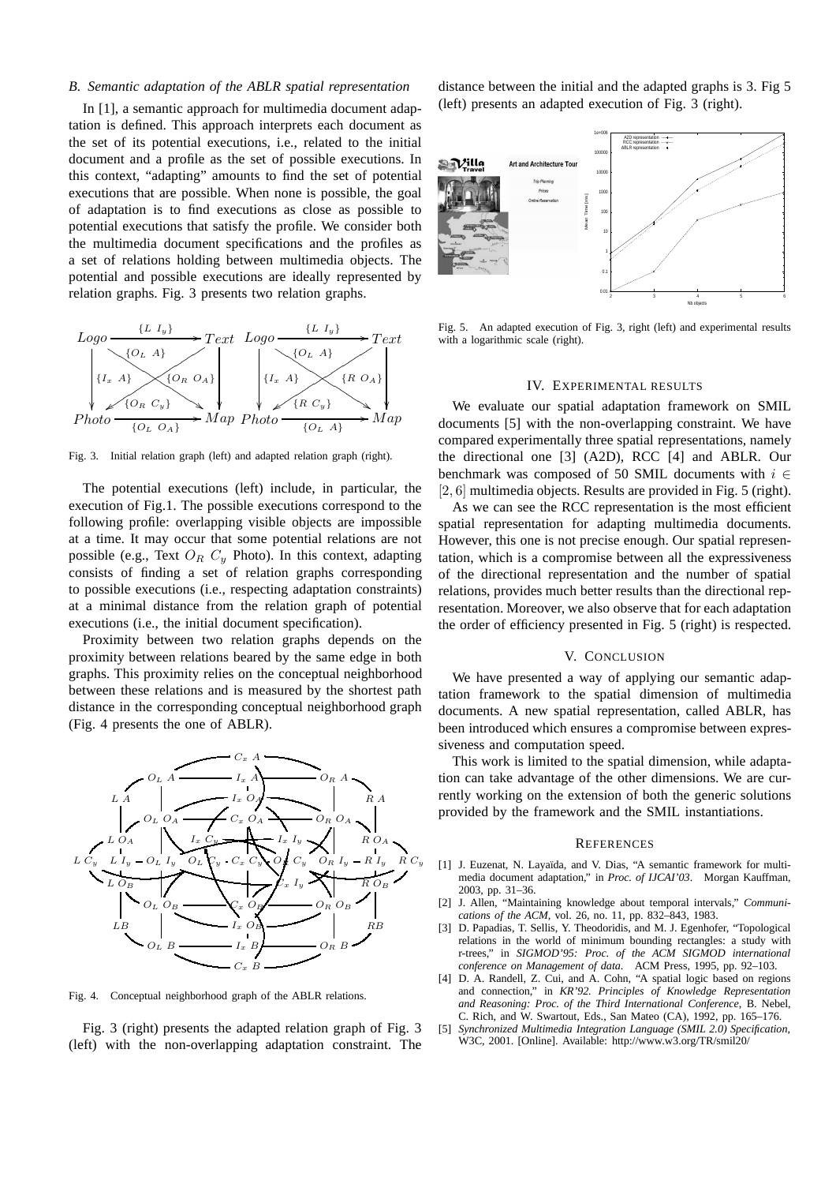### B. Semantic adaptation of the ABLR spatial representation

In [1], a semantic approach for multimedia document adaptation is defined. This approach interprets each document as the set of its potential executions, i.e., related to the initial document and a profile as the set of possible executions. In this context, "adapting" amounts to find the set of potential executions that are possible. When none is possible, the goal of adaptation is to find executions as close as possible to potential executions that satisfy the profile. We consider both the multimedia document specifications and the profiles as a set of relations holding between multimedia objects. The potential and possible executions are ideally represented by relation graphs. Fig. 3 presents two relation graphs.

Fig. 3. Initial relation graph (left) and adapted relation graph (right).

The potential executions (left) include, in particular, the execution of Fig.1. The possible executions correspond to the following profile: overlapping visible objects are impossible at a time. It may occur that some potential relations are not possible (e.g., Text $O_R$ $C_y$ Photo). In this context, adapting consists of finding a set of relation graphs corresponding to possible executions (i.e., respecting adaptation constraints) at a minimal distance from the relation graph of potential executions (i.e., the initial document specification).

Proximity between two relation graphs depends on the proximity between relations beared by the same edge in both graphs. This proximity relies on the conceptual neighborhood between these relations and is measured by the shortest path distance in the corresponding conceptual neighborhood graph (Fig. 4 presents the one of ABLR).

Fig. 4. Conceptual neighborhood graph of the ABLR relations.

Fig. 3 (right) presents the adapted relation graph of Fig. 3 (left) with the non-overlapping adaptation constraint. The distance between the initial and the adapted graphs is 3. Fig 5 (left) presents an adapted execution of Fig. 3 (right).

Fig. 5. An adapted execution of Fig. 3, right (left) and experimental results with a logarithmic scale (right).

## IV. Experimental results

We evaluate our spatial adaptation framework on SMIL documents [5] with the non-overlapping constraint. We have compared experimentally three spatial representations, namely the directional one [3] (A2D), RCC [4] and ABLR. Our benchmark was composed of 50 SMIL documents with $i \in [2, 6]$ multimedia objects. Results are provided in Fig. 5 (right).

As we can see the RCC representation is the most efficient spatial representation for adapting multimedia documents. However, this one is not precise enough. Our spatial representation, which is a compromise between all the expressiveness of the directional representation and the number of spatial relations, provides much better results than the directional representation. Moreover, we also observe that for each adaptation the order of efficiency presented in Fig. 5 (right) is respected.

## V. Conclusion

We have presented a way of applying our semantic adaptation framework to the spatial dimension of multimedia documents. A new spatial representation, called ABLR, has been introduced which ensures a compromise between expressiveness and computation speed.

This work is limited to the spatial dimension, while adaptation can take advantage of the other dimensions. We are currently working on the extension of both the generic solutions provided by the framework and the SMIL instantiations.

## References

[1] J. Euzenat, N. Layaïda, and V. Dias, "A semantic framework for multimedia document adaptation," in *Proc. of IJCAI'03*. Morgan Kauffman, 2003, pp. 31–36.

[2] J. Allen, "Maintaining knowledge about temporal intervals," *Communications of the ACM*, vol. 26, no. 11, pp. 832–843, 1983.

[3] D. Papadias, T. Sellis, Y. Theodoridis, and M. J. Egenhofer, "Topological relations in the world of minimum bounding rectangles: a study with r-trees," in *SIGMOD'95: Proc. of the ACM SIGMOD international conference on Management of data*. ACM Press, 1995, pp. 92–103.

[4] D. A. Randell, Z. Cui, and A. Cohn, "A spatial logic based on regions and connection," in *KR'92. Principles of Knowledge Representation and Reasoning: Proc. of the Third International Conference*, B. Nebel, C. Rich, and W. Swartout, Eds., San Mateo (CA), 1992, pp. 165–176.

[5] *Synchronized Multimedia Integration Language (SMIL 2.0) Specification*, W3C, 2001. [Online]. Available: http://www.w3.org/TR/smil20/